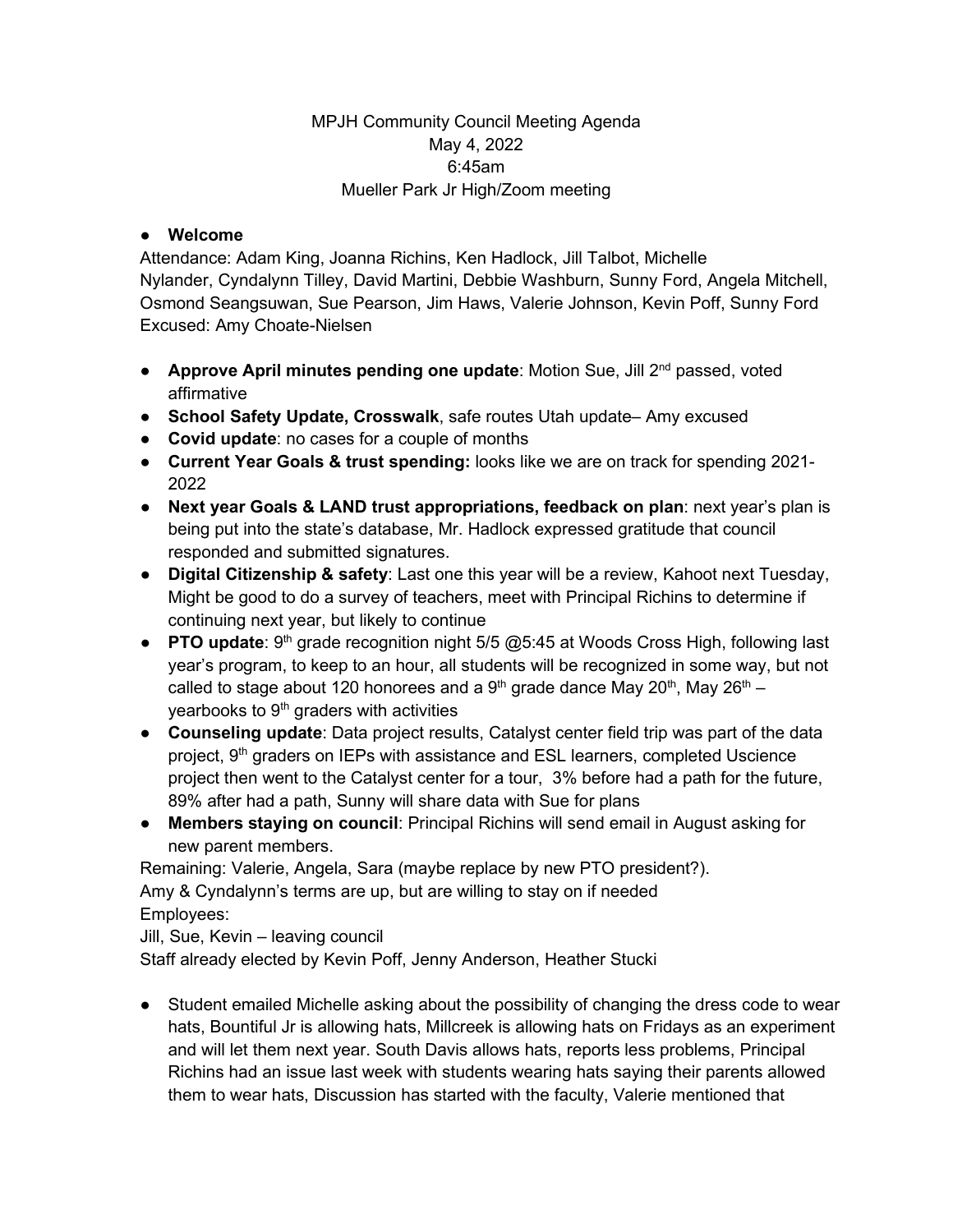MPJH Community Council Meeting Agenda
May 4, 2022
6:45am
Mueller Park Jr High/Zoom meeting

- **Welcome**

Attendance: Adam King, Joanna Richins, Ken Hadlock, Jill Talbot, Michelle Nylander, Cyndalynn Tilley, David Martini, Debbie Washburn, Sunny Ford, Angela Mitchell, Osmond Seangsuwan, Sue Pearson, Jim Haws, Valerie Johnson, Kevin Poff, Sunny Ford
Excused: Amy Choate-Nielsen

- **Approve April minutes pending one update**: Motion Sue, Jill 2nd passed, voted affirmative
- **School Safety Update, Crosswalk**, safe routes Utah update– Amy excused
- **Covid update**: no cases for a couple of months
- **Current Year Goals & trust spending:** looks like we are on track for spending 2021-2022
- **Next year Goals & LAND trust appropriations, feedback on plan**: next year's plan is being put into the state's database, Mr. Hadlock expressed gratitude that council responded and submitted signatures.
- **Digital Citizenship & safety**: Last one this year will be a review, Kahoot next Tuesday, Might be good to do a survey of teachers, meet with Principal Richins to determine if continuing next year, but likely to continue
- **PTO update**: 9th grade recognition night 5/5 @5:45 at Woods Cross High, following last year's program, to keep to an hour, all students will be recognized in some way, but not called to stage about 120 honorees and a 9th grade dance May 20th, May 26th – yearbooks to 9th graders with activities
- **Counseling update**: Data project results, Catalyst center field trip was part of the data project, 9th graders on IEPs with assistance and ESL learners, completed Uscience project then went to the Catalyst center for a tour, 3% before had a path for the future, 89% after had a path, Sunny will share data with Sue for plans
- **Members staying on council**: Principal Richins will send email in August asking for new parent members.

Remaining: Valerie, Angela, Sara (maybe replace by new PTO president?).
Amy & Cyndalynn's terms are up, but are willing to stay on if needed
Employees:
Jill, Sue, Kevin – leaving council
Staff already elected by Kevin Poff, Jenny Anderson, Heather Stucki

- Student emailed Michelle asking about the possibility of changing the dress code to wear hats, Bountiful Jr is allowing hats, Millcreek is allowing hats on Fridays as an experiment and will let them next year. South Davis allows hats, reports less problems, Principal Richins had an issue last week with students wearing hats saying their parents allowed them to wear hats, Discussion has started with the faculty, Valerie mentioned that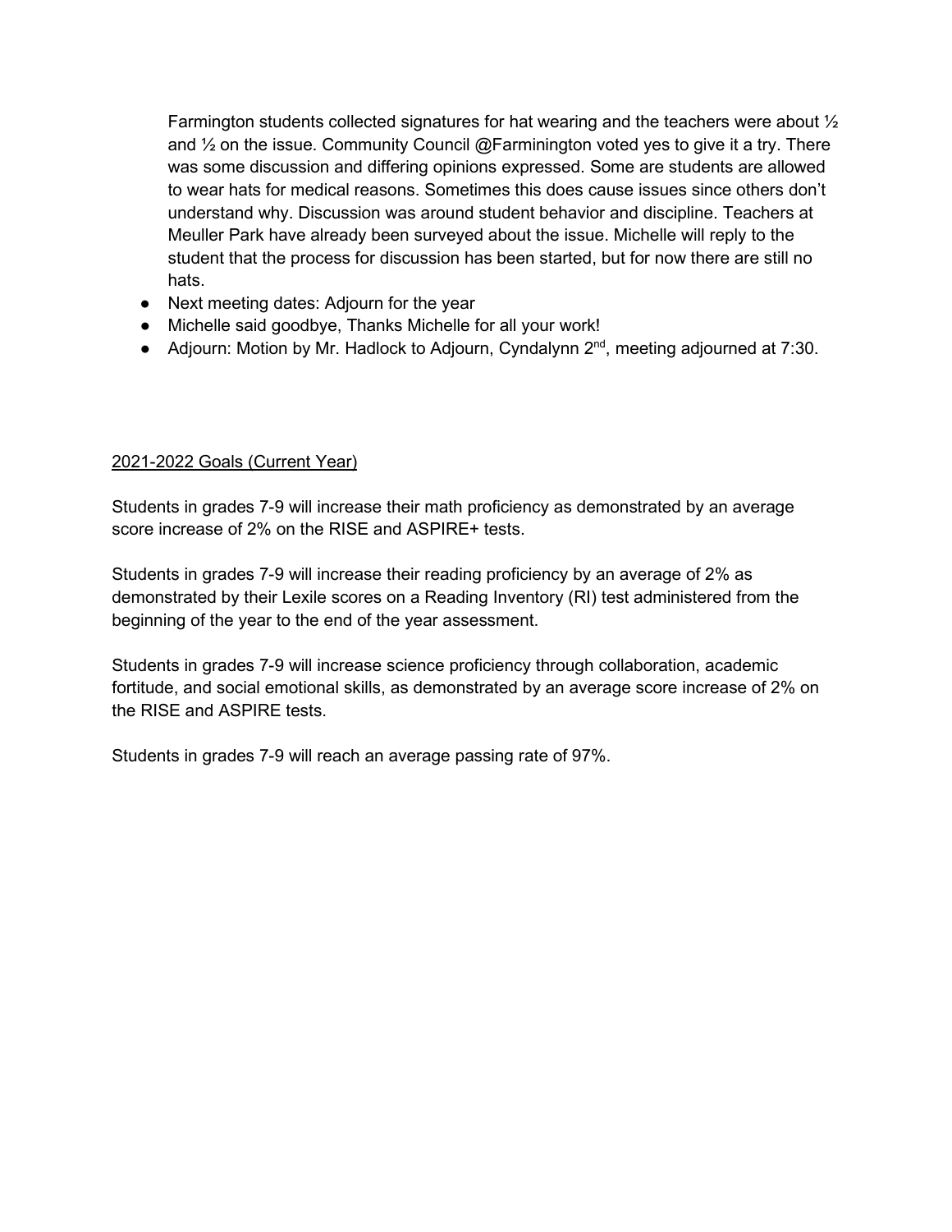Farmington students collected signatures for hat wearing and the teachers were about ½ and ½ on the issue. Community Council @Farmanington voted yes to give it a try. There was some discussion and differing opinions expressed. Some are students are allowed to wear hats for medical reasons. Sometimes this does cause issues since others don't understand why. Discussion was around student behavior and discipline. Teachers at Meuller Park have already been surveyed about the issue. Michelle will reply to the student that the process for discussion has been started, but for now there are still no hats.

- Next meeting dates: Adjourn for the year
- Michelle said goodbye, Thanks Michelle for all your work!
- Adjourn: Motion by Mr. Hadlock to Adjourn, Cyndalynn 2nd, meeting adjourned at 7:30.

<u>2021-2022 Goals (Current Year)</u>

Students in grades 7-9 will increase their math proficiency as demonstrated by an average score increase of 2% on the RISE and ASPIRE+ tests.

Students in grades 7-9 will increase their reading proficiency by an average of 2% as demonstrated by their Lexile scores on a Reading Inventory (RI) test administered from the beginning of the year to the end of the year assessment.

Students in grades 7-9 will increase science proficiency through collaboration, academic fortitude, and social emotional skills, as demonstrated by an average score increase of 2% on the RISE and ASPIRE tests.

Students in grades 7-9 will reach an average passing rate of 97%.